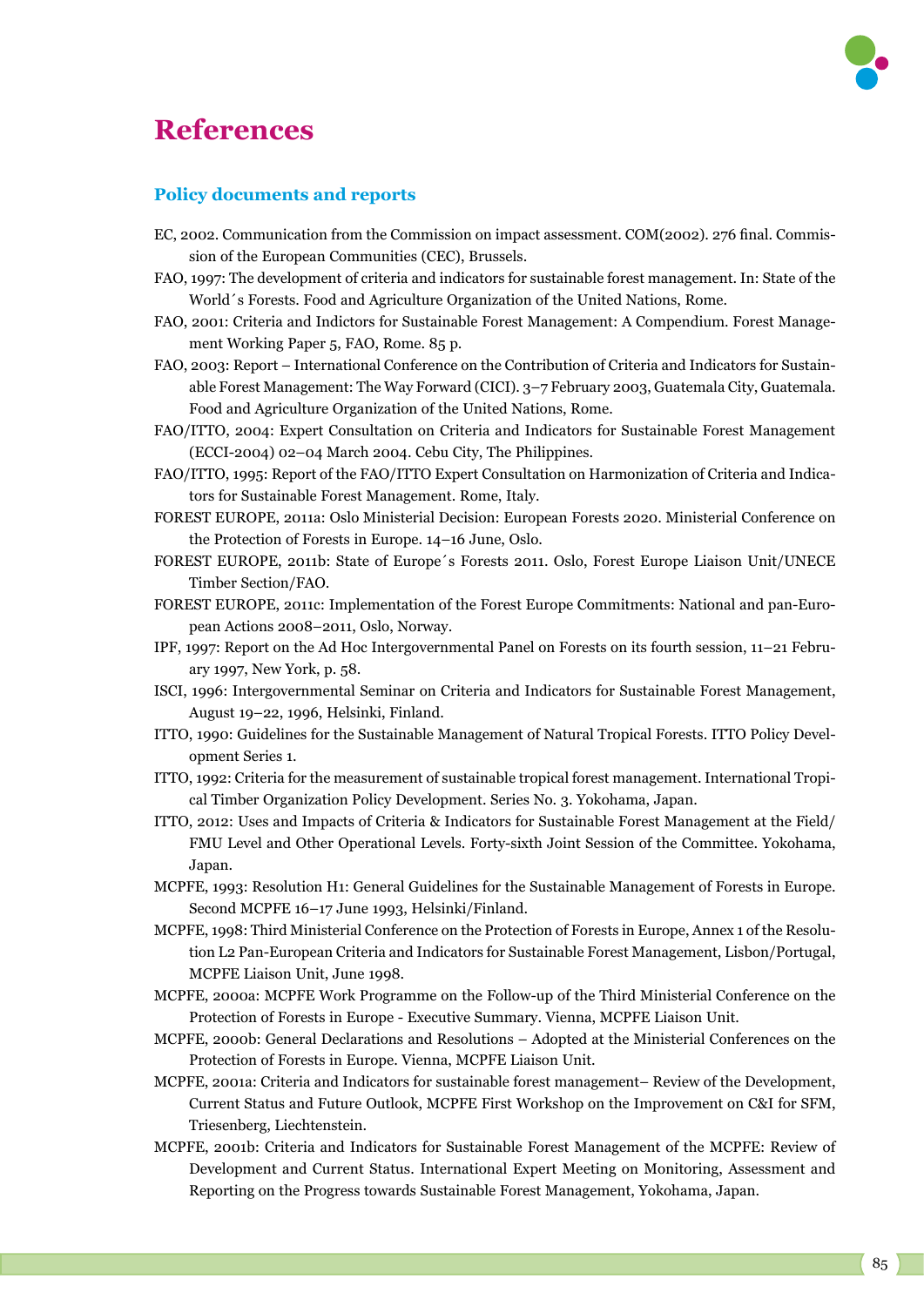# References

## Policy documents and reports

EC, 2002. Communication from the Commission on impact assessment. COM(2002). 276 final. Commission of the European Communities (CEC), Brussels.

FAO, 1997: The development of criteria and indicators for sustainable forest management. In: State of the World´s Forests. Food and Agriculture Organization of the United Nations, Rome.

FAO, 2001: Criteria and Indictors for Sustainable Forest Management: A Compendium. Forest Management Working Paper 5, FAO, Rome. 85 p.

FAO, 2003: Report – International Conference on the Contribution of Criteria and Indicators for Sustainable Forest Management: The Way Forward (CICI). 3–7 February 2003, Guatemala City, Guatemala. Food and Agriculture Organization of the United Nations, Rome.

FAO/ITTO, 2004: Expert Consultation on Criteria and Indicators for Sustainable Forest Management (ECCI-2004) 02–04 March 2004. Cebu City, The Philippines.

FAO/ITTO, 1995: Report of the FAO/ITTO Expert Consultation on Harmonization of Criteria and Indicators for Sustainable Forest Management. Rome, Italy.

FOREST EUROPE, 2011a: Oslo Ministerial Decision: European Forests 2020. Ministerial Conference on the Protection of Forests in Europe. 14–16 June, Oslo.

FOREST EUROPE, 2011b: State of Europe´s Forests 2011. Oslo, Forest Europe Liaison Unit/UNECE Timber Section/FAO.

FOREST EUROPE, 2011c: Implementation of the Forest Europe Commitments: National and pan-European Actions 2008–2011, Oslo, Norway.

IPF, 1997: Report on the Ad Hoc Intergovernmental Panel on Forests on its fourth session, 11–21 February 1997, New York, p. 58.

ISCI, 1996: Intergovernmental Seminar on Criteria and Indicators for Sustainable Forest Management, August 19–22, 1996, Helsinki, Finland.

ITTO, 1990: Guidelines for the Sustainable Management of Natural Tropical Forests. ITTO Policy Development Series 1.

ITTO, 1992: Criteria for the measurement of sustainable tropical forest management. International Tropical Timber Organization Policy Development. Series No. 3. Yokohama, Japan.

ITTO, 2012: Uses and Impacts of Criteria & Indicators for Sustainable Forest Management at the Field/FMU Level and Other Operational Levels. Forty-sixth Joint Session of the Committee. Yokohama, Japan.

MCPFE, 1993: Resolution H1: General Guidelines for the Sustainable Management of Forests in Europe. Second MCPFE 16–17 June 1993, Helsinki/Finland.

MCPFE, 1998: Third Ministerial Conference on the Protection of Forests in Europe, Annex 1 of the Resolution L2 Pan-European Criteria and Indicators for Sustainable Forest Management, Lisbon/Portugal, MCPFE Liaison Unit, June 1998.

MCPFE, 2000a: MCPFE Work Programme on the Follow-up of the Third Ministerial Conference on the Protection of Forests in Europe - Executive Summary. Vienna, MCPFE Liaison Unit.

MCPFE, 2000b: General Declarations and Resolutions – Adopted at the Ministerial Conferences on the Protection of Forests in Europe. Vienna, MCPFE Liaison Unit.

MCPFE, 2001a: Criteria and Indicators for sustainable forest management– Review of the Development, Current Status and Future Outlook, MCPFE First Workshop on the Improvement on C&I for SFM, Triesenberg, Liechtenstein.

MCPFE, 2001b: Criteria and Indicators for Sustainable Forest Management of the MCPFE: Review of Development and Current Status. International Expert Meeting on Monitoring, Assessment and Reporting on the Progress towards Sustainable Forest Management, Yokohama, Japan.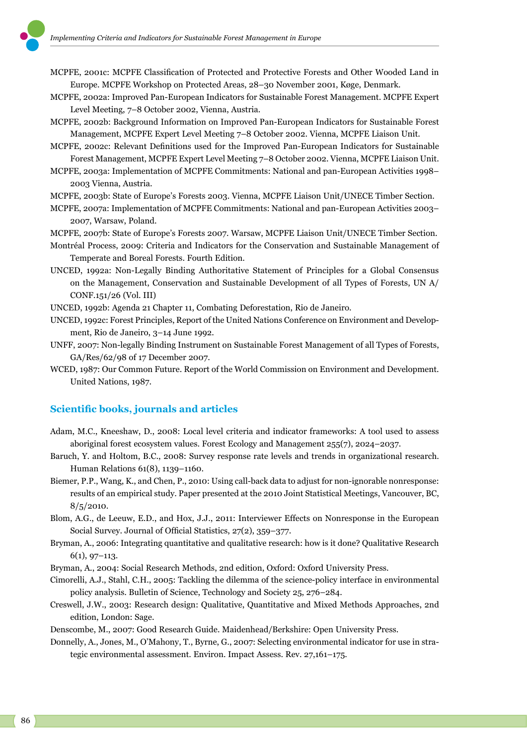MCPFE, 2001c: MCPFE Classification of Protected and Protective Forests and Other Wooded Land in Europe. MCPFE Workshop on Protected Areas, 28–30 November 2001, Køge, Denmark.

MCPFE, 2002a: Improved Pan-European Indicators for Sustainable Forest Management. MCPFE Expert Level Meeting, 7–8 October 2002, Vienna, Austria.

MCPFE, 2002b: Background Information on Improved Pan-European Indicators for Sustainable Forest Management, MCPFE Expert Level Meeting 7–8 October 2002. Vienna, MCPFE Liaison Unit.

MCPFE, 2002c: Relevant Definitions used for the Improved Pan-European Indicators for Sustainable Forest Management, MCPFE Expert Level Meeting 7–8 October 2002. Vienna, MCPFE Liaison Unit.

MCPFE, 2003a: Implementation of MCPFE Commitments: National and pan-European Activities 1998–2003 Vienna, Austria.

MCPFE, 2003b: State of Europe's Forests 2003. Vienna, MCPFE Liaison Unit/UNECE Timber Section.

MCPFE, 2007a: Implementation of MCPFE Commitments: National and pan-European Activities 2003–2007, Warsaw, Poland.

MCPFE, 2007b: State of Europe's Forests 2007. Warsaw, MCPFE Liaison Unit/UNECE Timber Section.

Montréal Process, 2009: Criteria and Indicators for the Conservation and Sustainable Management of Temperate and Boreal Forests. Fourth Edition.

UNCED, 1992a: Non-Legally Binding Authoritative Statement of Principles for a Global Consensus on the Management, Conservation and Sustainable Development of all Types of Forests, UN A/CONF.151/26 (Vol. III)

UNCED, 1992b: Agenda 21 Chapter 11, Combating Deforestation, Rio de Janeiro.

UNCED, 1992c: Forest Principles, Report of the United Nations Conference on Environment and Development, Rio de Janeiro, 3–14 June 1992.

UNFF, 2007: Non-legally Binding Instrument on Sustainable Forest Management of all Types of Forests, GA/Res/62/98 of 17 December 2007.

WCED, 1987: Our Common Future. Report of the World Commission on Environment and Development. United Nations, 1987.

## Scientific books, journals and articles

Adam, M.C., Kneeshaw, D., 2008: Local level criteria and indicator frameworks: A tool used to assess aboriginal forest ecosystem values. Forest Ecology and Management 255(7), 2024–2037.

Baruch, Y. and Holtom, B.C., 2008: Survey response rate levels and trends in organizational research. Human Relations 61(8), 1139–1160.

Biemer, P.P., Wang, K., and Chen, P., 2010: Using call-back data to adjust for non-ignorable nonresponse: results of an empirical study. Paper presented at the 2010 Joint Statistical Meetings, Vancouver, BC, 8/5/2010.

Blom, A.G., de Leeuw, E.D., and Hox, J.J., 2011: Interviewer Effects on Nonresponse in the European Social Survey. Journal of Official Statistics, 27(2), 359–377.

Bryman, A., 2006: Integrating quantitative and qualitative research: how is it done? Qualitative Research 6(1), 97–113.

Bryman, A., 2004: Social Research Methods, 2nd edition, Oxford: Oxford University Press.

Cimorelli, A.J., Stahl, C.H., 2005: Tackling the dilemma of the science-policy interface in environmental policy analysis. Bulletin of Science, Technology and Society 25, 276–284.

Creswell, J.W., 2003: Research design: Qualitative, Quantitative and Mixed Methods Approaches, 2nd edition, London: Sage.

Denscombe, M., 2007: Good Research Guide. Maidenhead/Berkshire: Open University Press.

Donnelly, A., Jones, M., O'Mahony, T., Byrne, G., 2007: Selecting environmental indicator for use in strategic environmental assessment. Environ. Impact Assess. Rev. 27,161–175.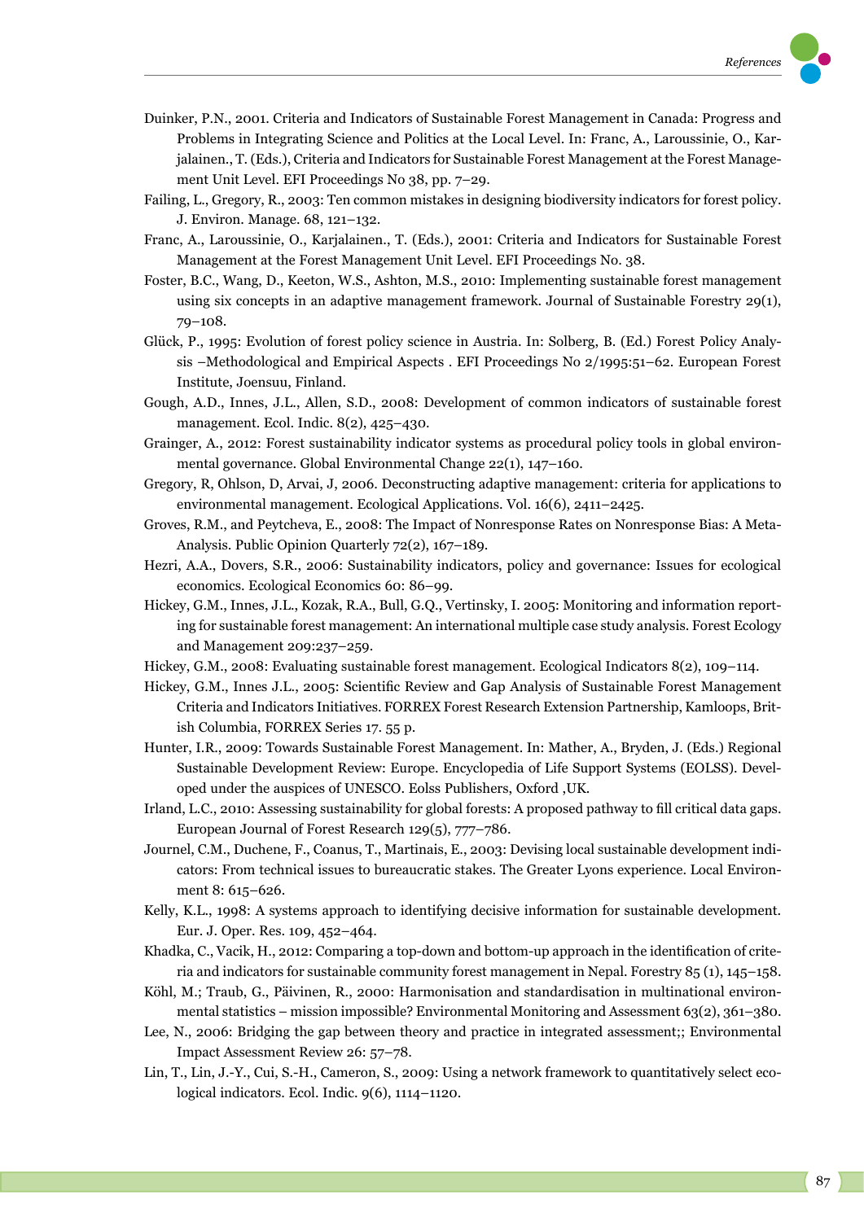Duinker, P.N., 2001. Criteria and Indicators of Sustainable Forest Management in Canada: Progress and Problems in Integrating Science and Politics at the Local Level. In: Franc, A., Laroussinie, O., Karjalainen., T. (Eds.), Criteria and Indicators for Sustainable Forest Management at the Forest Management Unit Level. EFI Proceedings No 38, pp. 7–29.

Failing, L., Gregory, R., 2003: Ten common mistakes in designing biodiversity indicators for forest policy. J. Environ. Manage. 68, 121–132.

Franc, A., Laroussinie, O., Karjalainen., T. (Eds.), 2001: Criteria and Indicators for Sustainable Forest Management at the Forest Management Unit Level. EFI Proceedings No. 38.

Foster, B.C., Wang, D., Keeton, W.S., Ashton, M.S., 2010: Implementing sustainable forest management using six concepts in an adaptive management framework. Journal of Sustainable Forestry 29(1), 79–108.

Glück, P., 1995: Evolution of forest policy science in Austria. In: Solberg, B. (Ed.) Forest Policy Analysis –Methodological and Empirical Aspects . EFI Proceedings No 2/1995:51–62. European Forest Institute, Joensuu, Finland.

Gough, A.D., Innes, J.L., Allen, S.D., 2008: Development of common indicators of sustainable forest management. Ecol. Indic. 8(2), 425–430.

Grainger, A., 2012: Forest sustainability indicator systems as procedural policy tools in global environmental governance. Global Environmental Change 22(1), 147–160.

Gregory, R, Ohlson, D, Arvai, J, 2006. Deconstructing adaptive management: criteria for applications to environmental management. Ecological Applications. Vol. 16(6), 2411–2425.

Groves, R.M., and Peytcheva, E., 2008: The Impact of Nonresponse Rates on Nonresponse Bias: A Meta-Analysis. Public Opinion Quarterly 72(2), 167–189.

Hezri, A.A., Dovers, S.R., 2006: Sustainability indicators, policy and governance: Issues for ecological economics. Ecological Economics 60: 86–99.

Hickey, G.M., Innes, J.L., Kozak, R.A., Bull, G.Q., Vertinsky, I. 2005: Monitoring and information reporting for sustainable forest management: An international multiple case study analysis. Forest Ecology and Management 209:237–259.

Hickey, G.M., 2008: Evaluating sustainable forest management. Ecological Indicators 8(2), 109–114.

Hickey, G.M., Innes J.L., 2005: Scientific Review and Gap Analysis of Sustainable Forest Management Criteria and Indicators Initiatives. FORREX Forest Research Extension Partnership, Kamloops, British Columbia, FORREX Series 17. 55 p.

Hunter, I.R., 2009: Towards Sustainable Forest Management. In: Mather, A., Bryden, J. (Eds.) Regional Sustainable Development Review: Europe. Encyclopedia of Life Support Systems (EOLSS). Developed under the auspices of UNESCO. Eolss Publishers, Oxford ,UK.

Irland, L.C., 2010: Assessing sustainability for global forests: A proposed pathway to fill critical data gaps. European Journal of Forest Research 129(5), 777–786.

Journel, C.M., Duchene, F., Coanus, T., Martinais, E., 2003: Devising local sustainable development indicators: From technical issues to bureaucratic stakes. The Greater Lyons experience. Local Environment 8: 615–626.

Kelly, K.L., 1998: A systems approach to identifying decisive information for sustainable development. Eur. J. Oper. Res. 109, 452–464.

Khadka, C., Vacik, H., 2012: Comparing a top-down and bottom-up approach in the identification of criteria and indicators for sustainable community forest management in Nepal. Forestry 85 (1), 145–158.

Köhl, M.; Traub, G., Päivinen, R., 2000: Harmonisation and standardisation in multinational environmental statistics – mission impossible? Environmental Monitoring and Assessment 63(2), 361–380.

Lee, N., 2006: Bridging the gap between theory and practice in integrated assessment;; Environmental Impact Assessment Review 26: 57–78.

Lin, T., Lin, J.-Y., Cui, S.-H., Cameron, S., 2009: Using a network framework to quantitatively select ecological indicators. Ecol. Indic. 9(6), 1114–1120.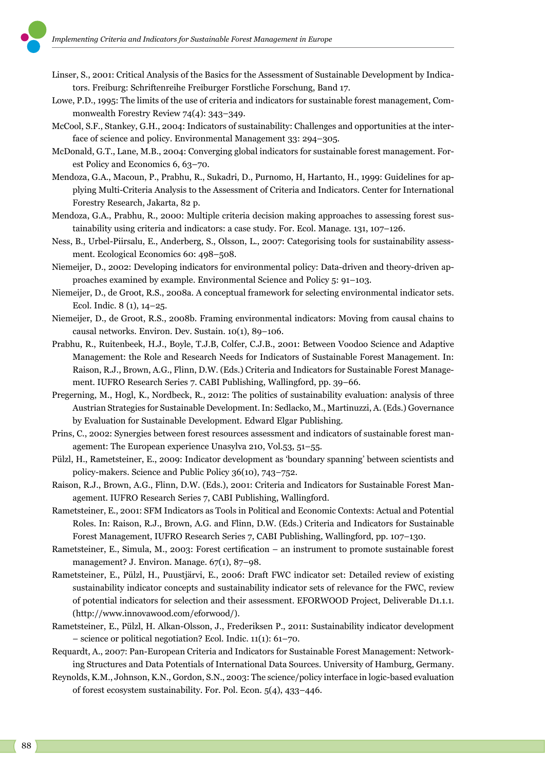Linser, S., 2001: Critical Analysis of the Basics for the Assessment of Sustainable Development by Indicators. Freiburg: Schriftenreihe Freiburger Forstliche Forschung, Band 17.

Lowe, P.D., 1995: The limits of the use of criteria and indicators for sustainable forest management, Commonwealth Forestry Review 74(4): 343–349.

McCool, S.F., Stankey, G.H., 2004: Indicators of sustainability: Challenges and opportunities at the interface of science and policy. Environmental Management 33: 294–305.

McDonald, G.T., Lane, M.B., 2004: Converging global indicators for sustainable forest management. Forest Policy and Economics 6, 63–70.

Mendoza, G.A., Macoun, P., Prabhu, R., Sukadri, D., Purnomo, H, Hartanto, H., 1999: Guidelines for applying Multi-Criteria Analysis to the Assessment of Criteria and Indicators. Center for International Forestry Research, Jakarta, 82 p.

Mendoza, G.A., Prabhu, R., 2000: Multiple criteria decision making approaches to assessing forest sustainability using criteria and indicators: a case study. For. Ecol. Manage. 131, 107–126.

Ness, B., Urbel-Piirsalu, E., Anderberg, S., Olsson, L., 2007: Categorising tools for sustainability assessment. Ecological Economics 60: 498–508.

Niemeijer, D., 2002: Developing indicators for environmental policy: Data-driven and theory-driven approaches examined by example. Environmental Science and Policy 5: 91–103.

Niemeijer, D., de Groot, R.S., 2008a. A conceptual framework for selecting environmental indicator sets. Ecol. Indic. 8 (1), 14–25.

Niemeijer, D., de Groot, R.S., 2008b. Framing environmental indicators: Moving from causal chains to causal networks. Environ. Dev. Sustain. 10(1), 89–106.

Prabhu, R., Ruitenbeek, H.J., Boyle, T.J.B, Colfer, C.J.B., 2001: Between Voodoo Science and Adaptive Management: the Role and Research Needs for Indicators of Sustainable Forest Management. In: Raison, R.J., Brown, A.G., Flinn, D.W. (Eds.) Criteria and Indicators for Sustainable Forest Management. IUFRO Research Series 7. CABI Publishing, Wallingford, pp. 39–66.

Pregerning, M., Hogl, K., Nordbeck, R., 2012: The politics of sustainability evaluation: analysis of three Austrian Strategies for Sustainable Development. In: Sedlacko, M., Martinuzzi, A. (Eds.) Governance by Evaluation for Sustainable Development. Edward Elgar Publishing.

Prins, C., 2002: Synergies between forest resources assessment and indicators of sustainable forest management: The European experience Unasylva 210, Vol.53, 51–55.

Pülzl, H., Rametsteiner, E., 2009: Indicator development as 'boundary spanning' between scientists and policy-makers. Science and Public Policy 36(10), 743–752.

Raison, R.J., Brown, A.G., Flinn, D.W. (Eds.), 2001: Criteria and Indicators for Sustainable Forest Management. IUFRO Research Series 7, CABI Publishing, Wallingford.

Rametsteiner, E., 2001: SFM Indicators as Tools in Political and Economic Contexts: Actual and Potential Roles. In: Raison, R.J., Brown, A.G. and Flinn, D.W. (Eds.) Criteria and Indicators for Sustainable Forest Management, IUFRO Research Series 7, CABI Publishing, Wallingford, pp. 107–130.

Rametsteiner, E., Simula, M., 2003: Forest certification – an instrument to promote sustainable forest management? J. Environ. Manage. 67(1), 87–98.

Rametsteiner, E., Pülzl, H., Puustjärvi, E., 2006: Draft FWC indicator set: Detailed review of existing sustainability indicator concepts and sustainability indicator sets of relevance for the FWC, review of potential indicators for selection and their assessment. EFORWOOD Project, Deliverable D1.1.1. (http://www.innovawood.com/eforwood/).

Rametsteiner, E., Pülzl, H. Alkan-Olsson, J., Frederiksen P., 2011: Sustainability indicator development – science or political negotiation? Ecol. Indic. 11(1): 61–70.

Requardt, A., 2007: Pan-European Criteria and Indicators for Sustainable Forest Management: Networking Structures and Data Potentials of International Data Sources. University of Hamburg, Germany.

Reynolds, K.M., Johnson, K.N., Gordon, S.N., 2003: The science/policy interface in logic-based evaluation of forest ecosystem sustainability. For. Pol. Econ. 5(4), 433–446.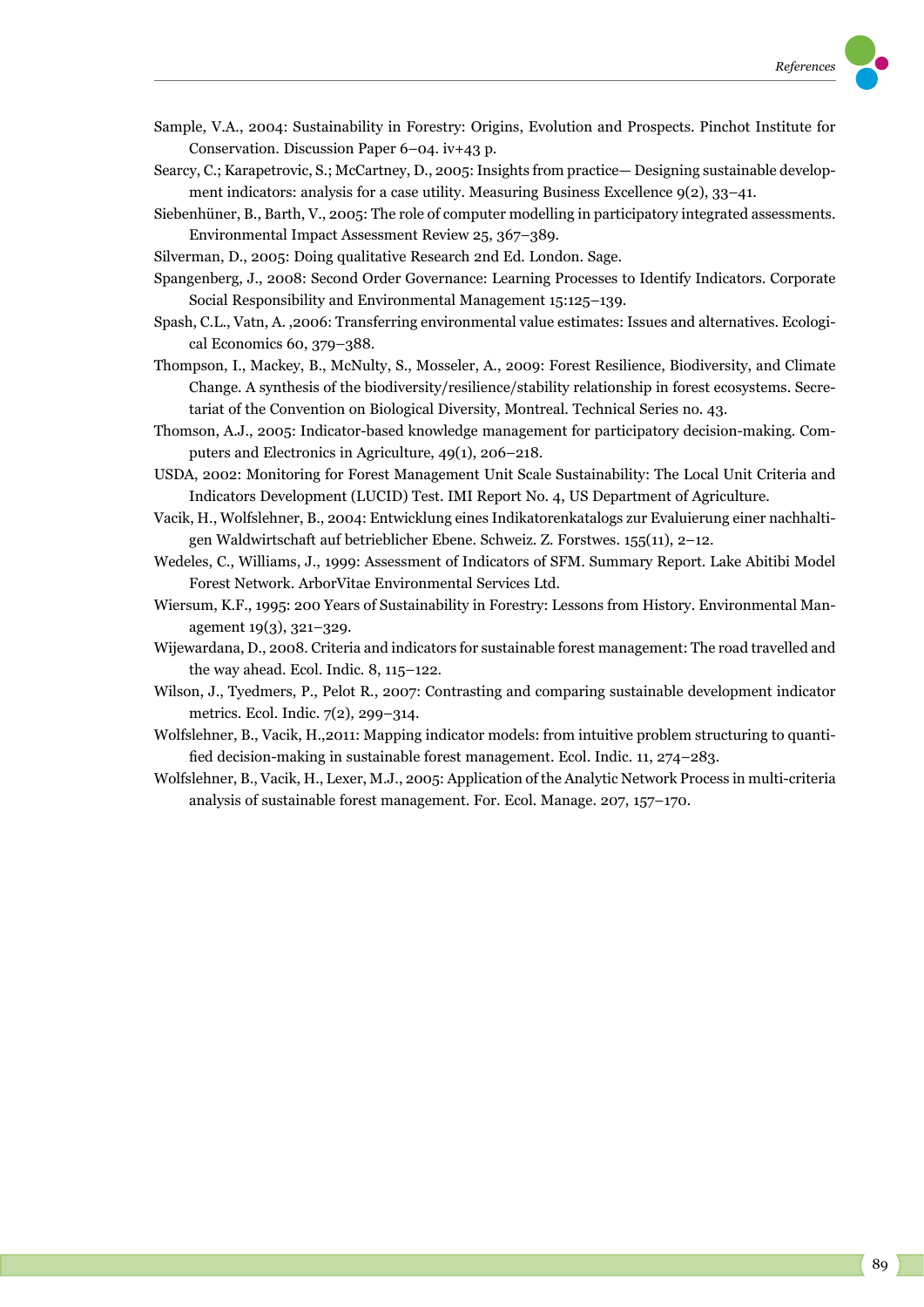Sample, V.A., 2004: Sustainability in Forestry: Origins, Evolution and Prospects. Pinchot Institute for Conservation. Discussion Paper 6–04. iv+43 p.

Searcy, C.; Karapetrovic, S.; McCartney, D., 2005: Insights from practice— Designing sustainable development indicators: analysis for a case utility. Measuring Business Excellence 9(2), 33–41.

Siebenhüner, B., Barth, V., 2005: The role of computer modelling in participatory integrated assessments. Environmental Impact Assessment Review 25, 367–389.

Silverman, D., 2005: Doing qualitative Research 2nd Ed. London. Sage.

Spangenberg, J., 2008: Second Order Governance: Learning Processes to Identify Indicators. Corporate Social Responsibility and Environmental Management 15:125–139.

Spash, C.L., Vatn, A. ,2006: Transferring environmental value estimates: Issues and alternatives. Ecological Economics 60, 379–388.

Thompson, I., Mackey, B., McNulty, S., Mosseler, A., 2009: Forest Resilience, Biodiversity, and Climate Change. A synthesis of the biodiversity/resilience/stability relationship in forest ecosystems. Secretariat of the Convention on Biological Diversity, Montreal. Technical Series no. 43.

Thomson, A.J., 2005: Indicator-based knowledge management for participatory decision-making. Computers and Electronics in Agriculture, 49(1), 206–218.

USDA, 2002: Monitoring for Forest Management Unit Scale Sustainability: The Local Unit Criteria and Indicators Development (LUCID) Test. IMI Report No. 4, US Department of Agriculture.

Vacik, H., Wolfslehner, B., 2004: Entwicklung eines Indikatorenkatalogs zur Evaluierung einer nachhaltigen Waldwirtschaft auf betrieblicher Ebene. Schweiz. Z. Forstwes. 155(11), 2–12.

Wedeles, C., Williams, J., 1999: Assessment of Indicators of SFM. Summary Report. Lake Abitibi Model Forest Network. ArborVitae Environmental Services Ltd.

Wiersum, K.F., 1995: 200 Years of Sustainability in Forestry: Lessons from History. Environmental Management 19(3), 321–329.

Wijewardana, D., 2008. Criteria and indicators for sustainable forest management: The road travelled and the way ahead. Ecol. Indic. 8, 115–122.

Wilson, J., Tyedmers, P., Pelot R., 2007: Contrasting and comparing sustainable development indicator metrics. Ecol. Indic. 7(2), 299–314.

Wolfslehner, B., Vacik, H.,2011: Mapping indicator models: from intuitive problem structuring to quantified decision-making in sustainable forest management. Ecol. Indic. 11, 274–283.

Wolfslehner, B., Vacik, H., Lexer, M.J., 2005: Application of the Analytic Network Process in multi-criteria analysis of sustainable forest management. For. Ecol. Manage. 207, 157–170.